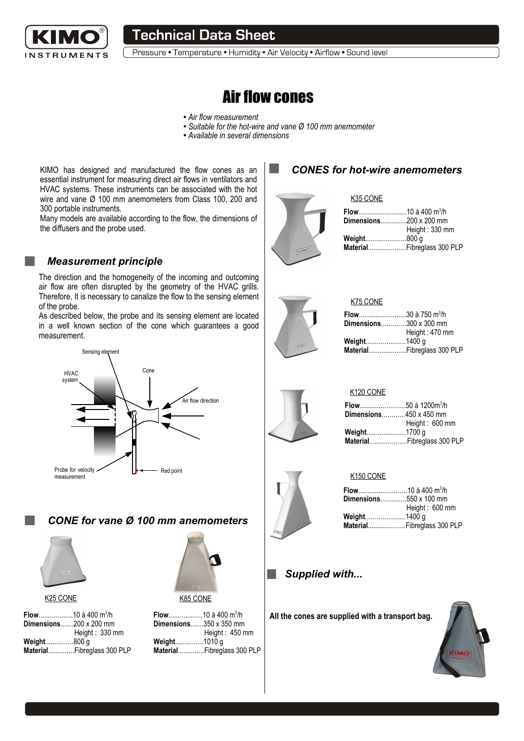# Air flow cones

- *Air flow measurement*
- *Suitable for the hot-wire and vane Ø 100 mm anemometer*
- *Available in several dimensions*

KIMO has designed and manufactured the flow cones as an essential instrument for measuring direct air flows in ventilators and HVAC systems. These instruments can be associated with the hot wire and vane Ø 100 mm anemometers from Class 100, 200 and 300 portable instruments.
Many models are available according to the flow, the dimensions of the diffusers and the probe used.

## *Measurement principle*

The direction and the homogeneity of the incoming and outcoming air flow are often disrupted by the geometry of the HVAC grills. Therefore, It is necessary to canalize the flow to the sensing element of the probe.
As described below, the probe and its sensing element are located in a well known section of the cone which guarantees a good measurement.

Sensing element
HVAC system
Cone
Air flow direction
Probe for velocity measurement
Red point

## *CONE for vane Ø 100 mm anemometers*

K25 CONE

**Flow**..................10 à 400 $m^3/h$
**Dimensions**.......200 x 200 mm
Height : 330 mm
**Weight**...............800 g
**Material**.............Fibreglass 300 PLP

K85 CONE

**Flow**..................10 à 400 $m^3/h$
**Dimensions**.......350 x 350 mm
Height : 450 mm
**Weight**...............1010 g
**Material**.............Fibreglass 300 PLP

## *CONES for hot-wire anemometers*

K35 CONE

**Flow**..........................10 à 400 $m^3/h$
**Dimensions**..............200 x 200 mm
Height : 330 mm
**Weight**......................800 g
**Material**....................Fibreglass 300 PLP

K75 CONE

**Flow**.........................30 à 750 $m^3/h$
**Dimensions**.............300 x 300 mm
Height : 470 mm
**Weight**.....................1400 g
**Material**....................Fibreglass 300 PLP

K120 CONE

**Flow**........................50 à 1200$m^3/h$
**Dimensions**............450 x 450 mm
Height : 600 mm
**Weight**.....................1700 g
**Material**....................Fibreglass 300 PLP

K150 CONE

**Flow**..........................10 à 400 $m^3/h$
**Dimensions**..............550 x 100 mm
Height : 600 mm
**Weight**.....................1400 g
**Material**....................Fibreglass 300 PLP

## *Supplied with...*

**All the cones are supplied with a transport bag.**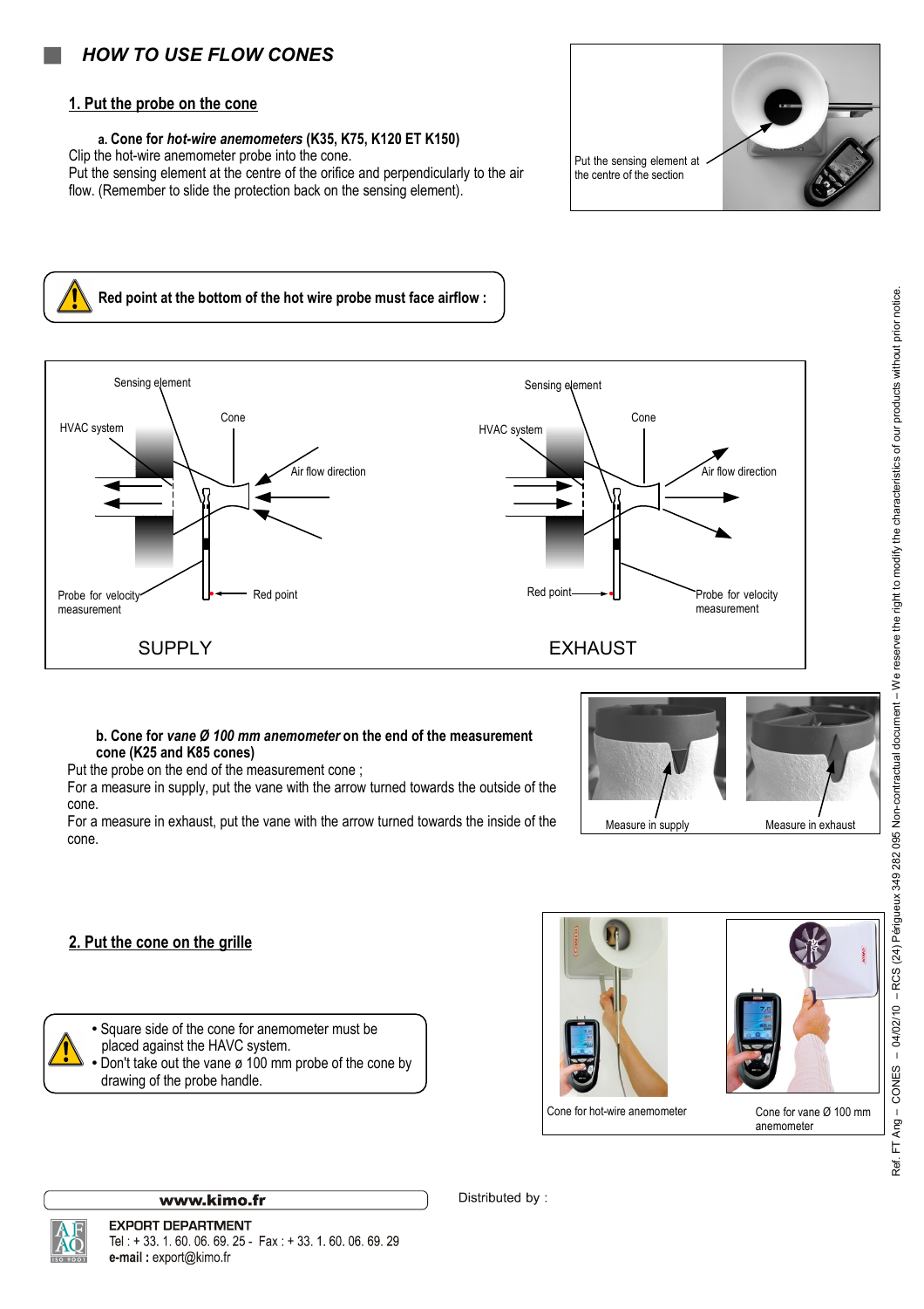## HOW TO USE FLOW CONES

### 1. Put the probe on the cone

**a. Cone for *hot-wire anemometers* (K35, K75, K120 ET K150)**

Clip the hot-wire anemometer probe into the cone.
Put the sensing element at the centre of the orifice and perpendicularly to the air flow. (Remember to slide the protection back on the sensing element).

Put the sensing element at the centre of the section

**Red point at the bottom of the hot wire probe must face airflow :**

Sensing element
HVAC system
Cone
Air flow direction
Probe for velocity measurement
Red point
SUPPLY

Sensing element
HVAC system
Cone
Air flow direction
Red point
Probe for velocity measurement
EXHAUST

**b. Cone for *vane Ø 100 mm anemometer* on the end of the measurement cone (K25 and K85 cones)**

Put the probe on the end of the measurement cone ;
For a measure in supply, put the vane with the arrow turned towards the outside of the cone.
For a measure in exhaust, put the vane with the arrow turned towards the inside of the cone.

Measure in supply

Measure in exhaust

### 2. Put the cone on the grille

- Square side of the cone for anemometer must be placed against the HAVC system.
- Don't take out the vane ø 100 mm probe of the cone by drawing of the probe handle.

Cone for hot-wire anemometer

Cone for vane Ø 100 mm anemometer

www.kimo.fr

Distributed by :

EXPORT DEPARTMENT
Tel : + 33. 1. 60. 06. 69. 25 - Fax : + 33. 1. 60. 06. 69. 29
**e-mail :** export@kimo.fr

Ref. FT Ang – CONES – 04/02/10 – RCS (24) Périgueux 349 282 095 Non-contractual document – We reserve the right to modify the characteristics of our products without prior notice.